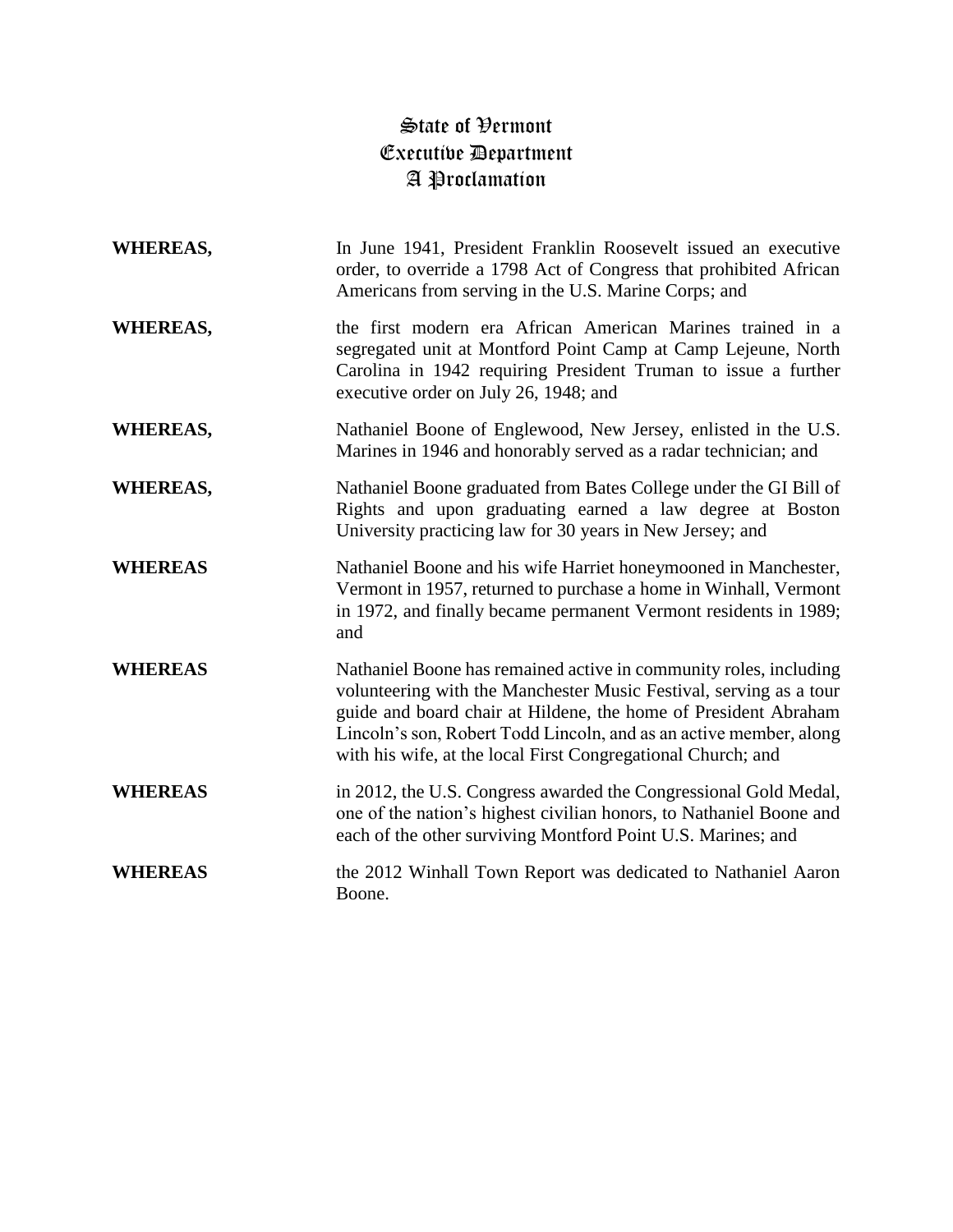# State of Vermont
# Executive Department
# A Proclamation

**WHEREAS,** In June 1941, President Franklin Roosevelt issued an executive order, to override a 1798 Act of Congress that prohibited African Americans from serving in the U.S. Marine Corps; and

**WHEREAS,** the first modern era African American Marines trained in a segregated unit at Montford Point Camp at Camp Lejeune, North Carolina in 1942 requiring President Truman to issue a further executive order on July 26, 1948; and

**WHEREAS,** Nathaniel Boone of Englewood, New Jersey, enlisted in the U.S. Marines in 1946 and honorably served as a radar technician; and

**WHEREAS,** Nathaniel Boone graduated from Bates College under the GI Bill of Rights and upon graduating earned a law degree at Boston University practicing law for 30 years in New Jersey; and

**WHEREAS** Nathaniel Boone and his wife Harriet honeymooned in Manchester, Vermont in 1957, returned to purchase a home in Winhall, Vermont in 1972, and finally became permanent Vermont residents in 1989; and

**WHEREAS** Nathaniel Boone has remained active in community roles, including volunteering with the Manchester Music Festival, serving as a tour guide and board chair at Hildene, the home of President Abraham Lincoln's son, Robert Todd Lincoln, and as an active member, along with his wife, at the local First Congregational Church; and

**WHEREAS** in 2012, the U.S. Congress awarded the Congressional Gold Medal, one of the nation's highest civilian honors, to Nathaniel Boone and each of the other surviving Montford Point U.S. Marines; and

**WHEREAS** the 2012 Winhall Town Report was dedicated to Nathaniel Aaron Boone.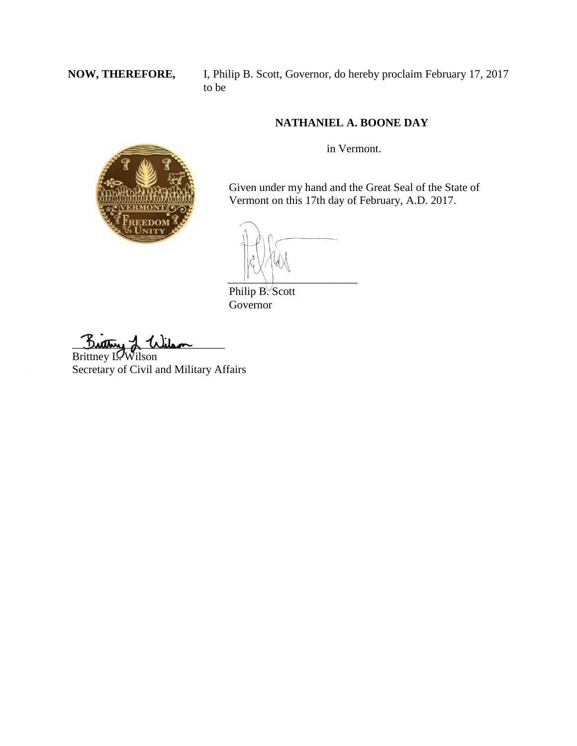**NOW, THEREFORE,** I, Philip B. Scott, Governor, do hereby proclaim February 17, 2017 to be

**NATHANIEL A. BOONE DAY**

in Vermont.

Given under my hand and the Great Seal of the State of Vermont on this 17th day of February, A.D. 2017.

Philip B. Scott
Governor

Brittney L. Wilson
Secretary of Civil and Military Affairs